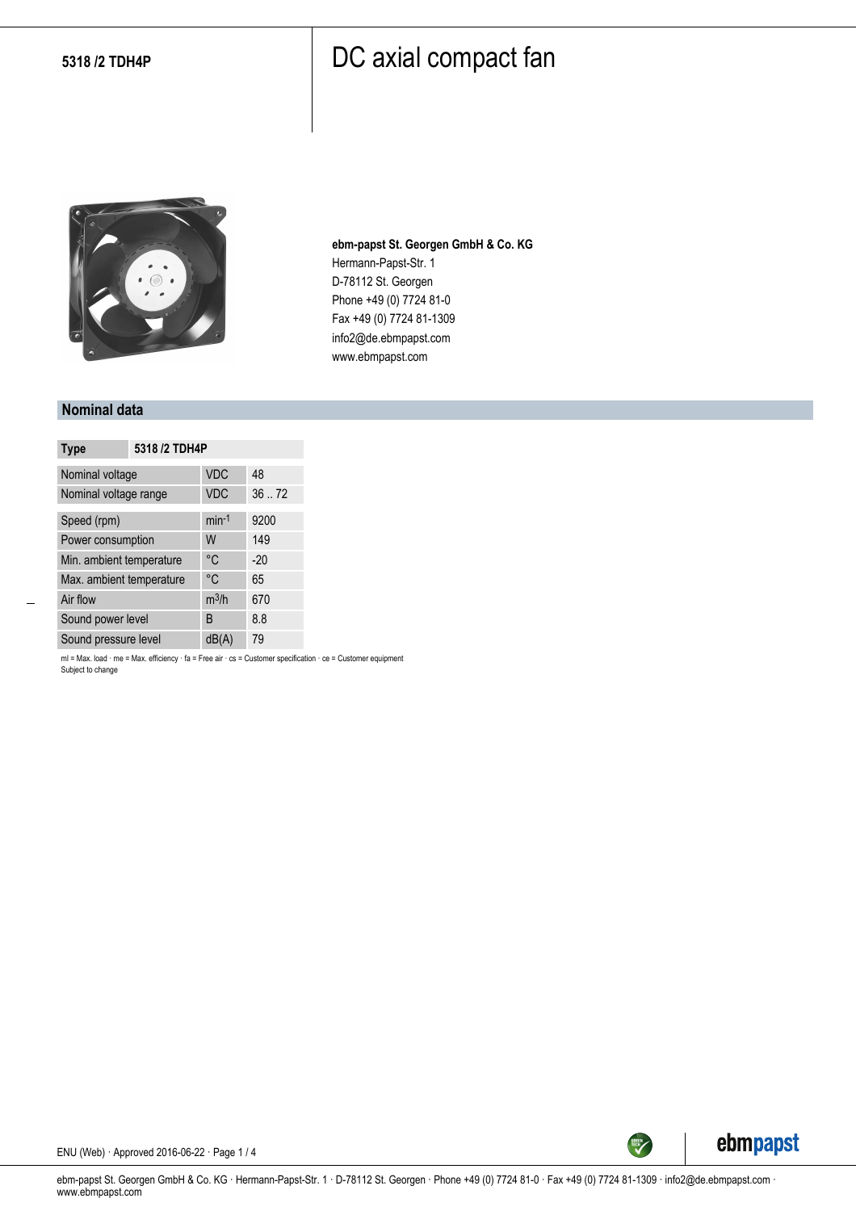**5318 /2 TDH4P**

# DC axial compact fan

**ebm-papst St. Georgen GmbH & Co. KG**
Hermann-Papst-Str. 1
D-78112 St. Georgen
Phone +49 (0) 7724 81-0
Fax +49 (0) 7724 81-1309
info2@de.ebmpapst.com
www.ebmpapst.com

## Nominal data

| Type | | 5318 /2 TDH4P |
|---|---|---|
| Nominal voltage | VDC | 48 |
| Nominal voltage range | VDC | 36 .. 72 |
| Speed (rpm) | $min^{-1}$ | 9200 |
| Power consumption | W | 149 |
| Min. ambient temperature | °C | -20 |
| Max. ambient temperature | °C | 65 |
| Air flow | $m^3/h$ | 670 |
| Sound power level | B | 8.8 |
| Sound pressure level | dB(A) | 79 |

ml = Max. load · me = Max. efficiency · fa = Free air · cs = Customer specification · ce = Customer equipment
Subject to change

ENU (Web) · Approved 2016-06-22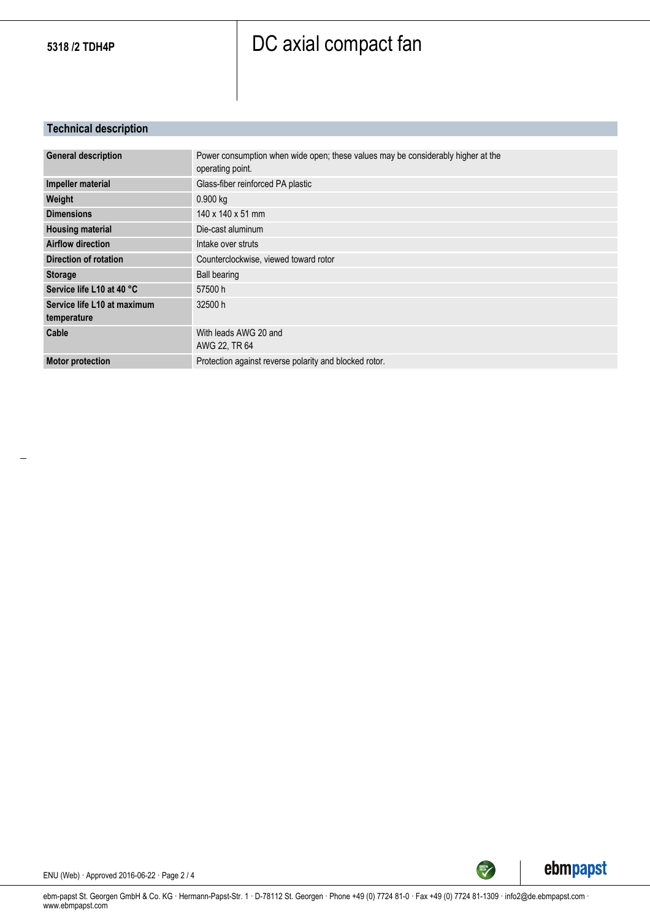## Technical description

| | |
|---|---|
| **General description** | Power consumption when wide open; these values may be considerably higher at the operating point. |
| **Impeller material** | Glass-fiber reinforced PA plastic |
| **Weight** | 0.900 kg |
| **Dimensions** | 140 x 140 x 51 mm |
| **Housing material** | Die-cast aluminum |
| **Airflow direction** | Intake over struts |
| **Direction of rotation** | Counterclockwise, viewed toward rotor |
| **Storage** | Ball bearing |
| **Service life L10 at 40 °C** | 57500 h |
| **Service life L10 at maximum temperature** | 32500 h |
| **Cable** | With leads AWG 20 and AWG 22, TR 64 |
| **Motor protection** | Protection against reverse polarity and blocked rotor. |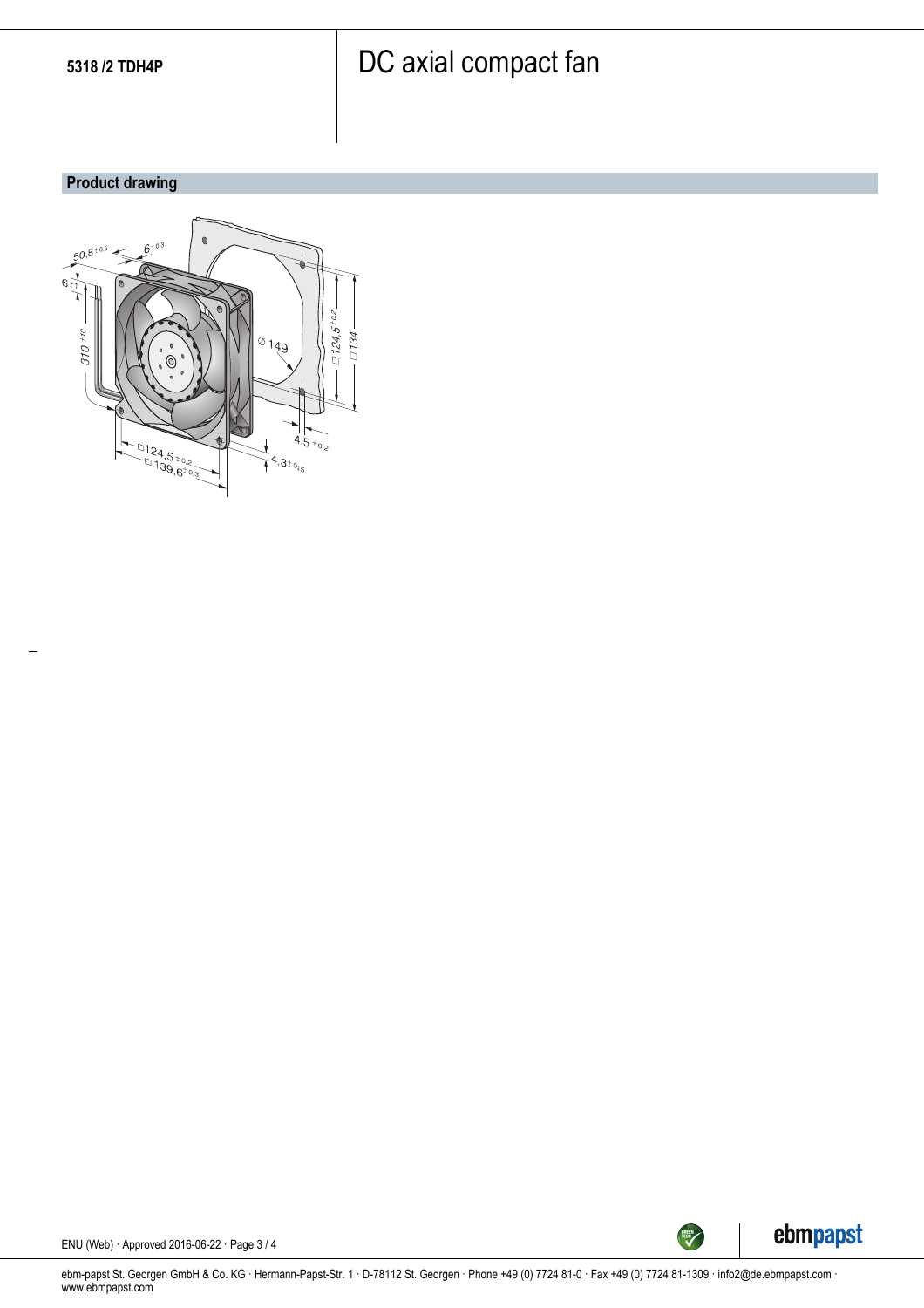5318 /2 TDH4P

# DC axial compact fan

## Product drawing

50,8 ±0,5

6 ±0,3

6 ±1

310 +10

Ø 149

□124,5 ±0,2

□134

4,5 +0,2

□124,5 ±0,2

□139,6 ±0,3

4,3 ±0,15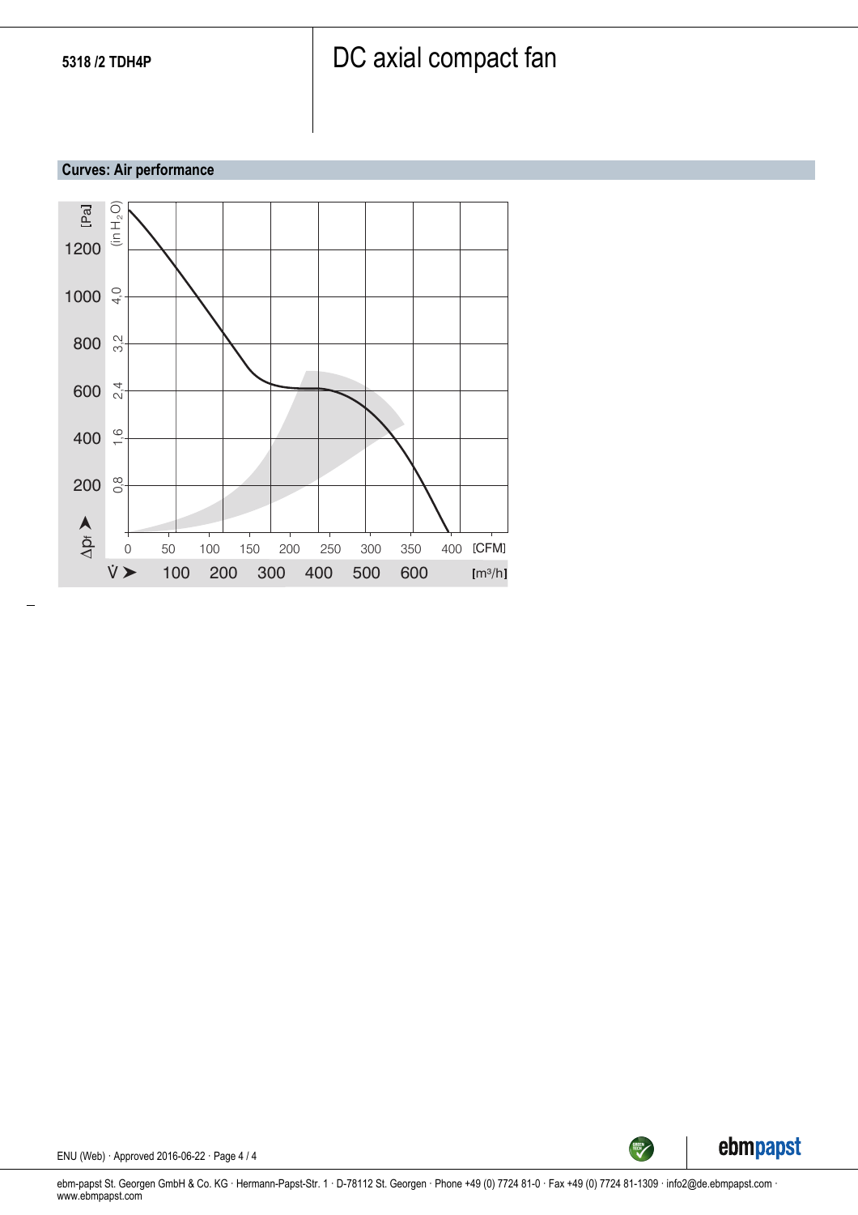5318 /2 TDH4P

# DC axial compact fan

## Curves: Air performance

[Pa] (in $H_2O$)

1200

1000 4,0

800 3,2

600 2,4

400 1,6

200 0,8

$\Delta p_f$

0 50 100 150 200 250 300 350 400 [CFM]

$\dot{V}$ 100 200 300 400 500 600 [m³/h]

ENU (Web) · Approved 2016-06-22

ebm-papst St. Georgen GmbH & Co. KG · Hermann-Papst-Str. 1 · D-78112 St. Georgen · Phone +49 (0) 7724 81-0 · Fax +49 (0) 7724 81-1309 · info2@de.ebmpapst.com · www.ebmpapst.com